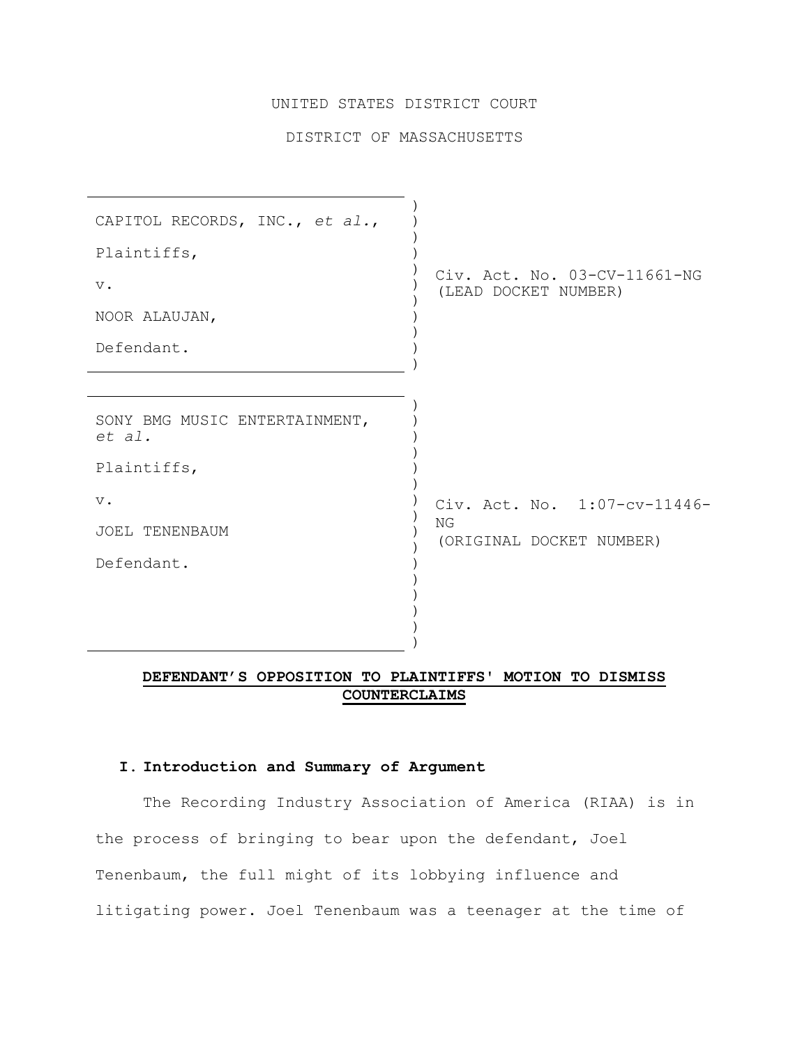UNITED STATES DISTRICT COURT

DISTRICT OF MASSACHUSETTS

| | |
|---|---|
| CAPITOL RECORDS, INC., *et al.*,<br><br>Plaintiffs,<br><br>v.<br><br>NOOR ALAUJAN,<br><br>Defendant. | Civ. Act. No. 03-CV-11661-NG<br>(LEAD DOCKET NUMBER) |
| SONY BMG MUSIC ENTERTAINMENT, *et al.*<br><br>Plaintiffs,<br><br>v.<br><br>JOEL TENENBAUM<br><br>Defendant. | Civ. Act. No. 1:07-cv-11446-NG<br>(ORIGINAL DOCKET NUMBER) |

**DEFENDANT'S OPPOSITION TO PLAINTIFFS' MOTION TO DISMISS COUNTERCLAIMS**

## I. Introduction and Summary of Argument

The Recording Industry Association of America (RIAA) is in the process of bringing to bear upon the defendant, Joel Tenenbaum, the full might of its lobbying influence and litigating power. Joel Tenenbaum was a teenager at the time of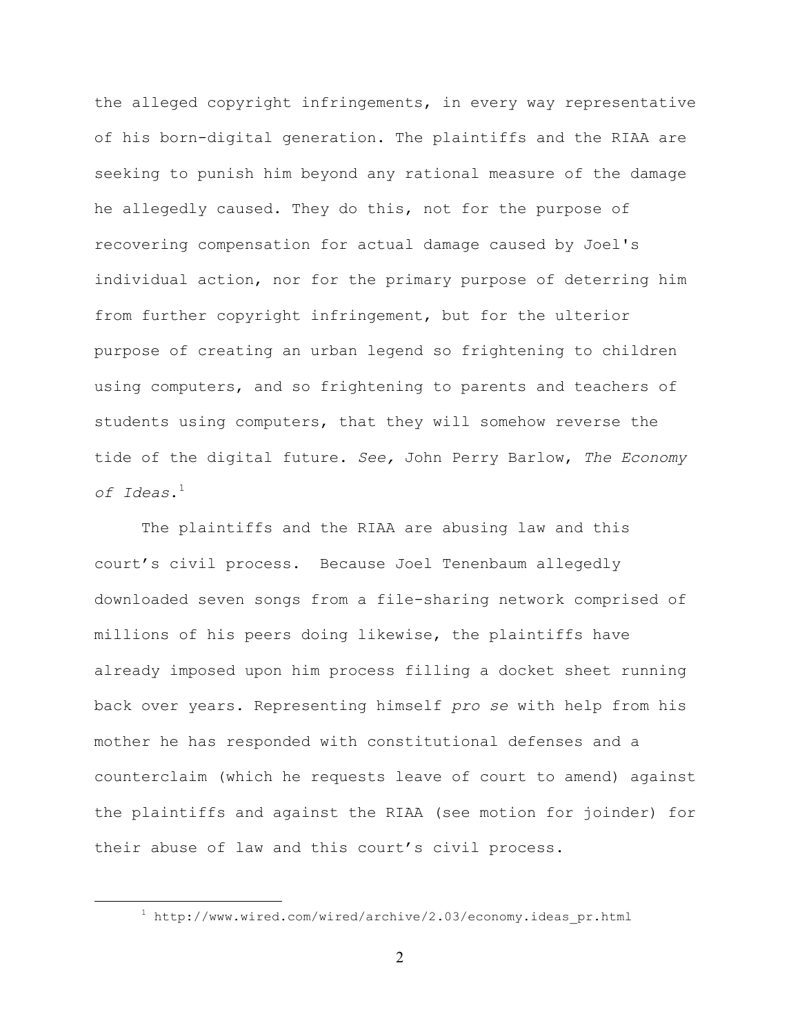the alleged copyright infringements, in every way representative of his born-digital generation. The plaintiffs and the RIAA are seeking to punish him beyond any rational measure of the damage he allegedly caused. They do this, not for the purpose of recovering compensation for actual damage caused by Joel's individual action, nor for the primary purpose of deterring him from further copyright infringement, but for the ulterior purpose of creating an urban legend so frightening to children using computers, and so frightening to parents and teachers of students using computers, that they will somehow reverse the tide of the digital future. *See,* John Perry Barlow, *The Economy of Ideas*.[1]

The plaintiffs and the RIAA are abusing law and this court's civil process. Because Joel Tenenbaum allegedly downloaded seven songs from a file-sharing network comprised of millions of his peers doing likewise, the plaintiffs have already imposed upon him process filling a docket sheet running back over years. Representing himself *pro se* with help from his mother he has responded with constitutional defenses and a counterclaim (which he requests leave of court to amend) against the plaintiffs and against the RIAA (see motion for joinder) for their abuse of law and this court's civil process.

[1] http://www.wired.com/wired/archive/2.03/economy.ideas_pr.html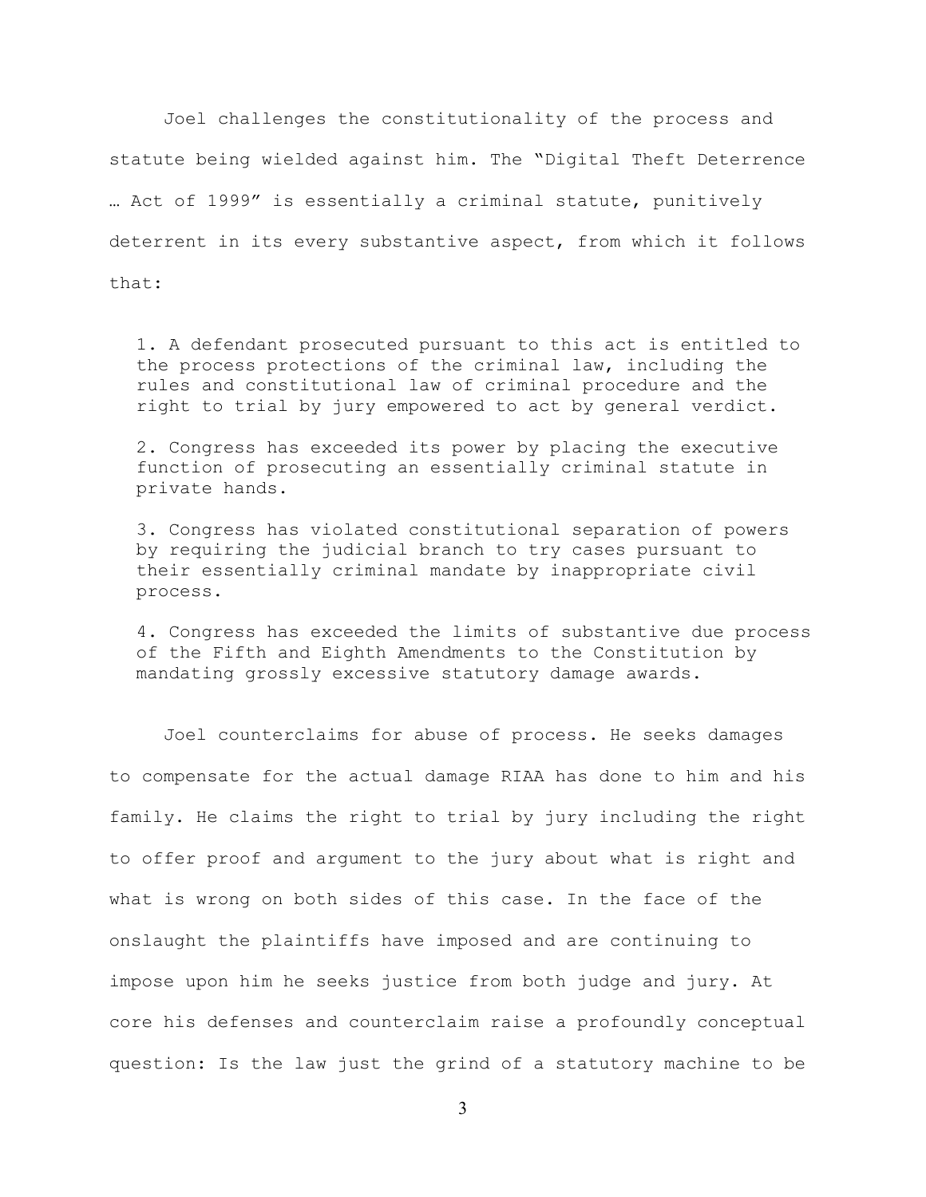Joel challenges the constitutionality of the process and statute being wielded against him. The "Digital Theft Deterrence … Act of 1999" is essentially a criminal statute, punitively deterrent in its every substantive aspect, from which it follows that:

1. A defendant prosecuted pursuant to this act is entitled to the process protections of the criminal law, including the rules and constitutional law of criminal procedure and the right to trial by jury empowered to act by general verdict.

2. Congress has exceeded its power by placing the executive function of prosecuting an essentially criminal statute in private hands.

3. Congress has violated constitutional separation of powers by requiring the judicial branch to try cases pursuant to their essentially criminal mandate by inappropriate civil process.

4. Congress has exceeded the limits of substantive due process of the Fifth and Eighth Amendments to the Constitution by mandating grossly excessive statutory damage awards.

Joel counterclaims for abuse of process. He seeks damages to compensate for the actual damage RIAA has done to him and his family. He claims the right to trial by jury including the right to offer proof and argument to the jury about what is right and what is wrong on both sides of this case. In the face of the onslaught the plaintiffs have imposed and are continuing to impose upon him he seeks justice from both judge and jury. At core his defenses and counterclaim raise a profoundly conceptual question: Is the law just the grind of a statutory machine to be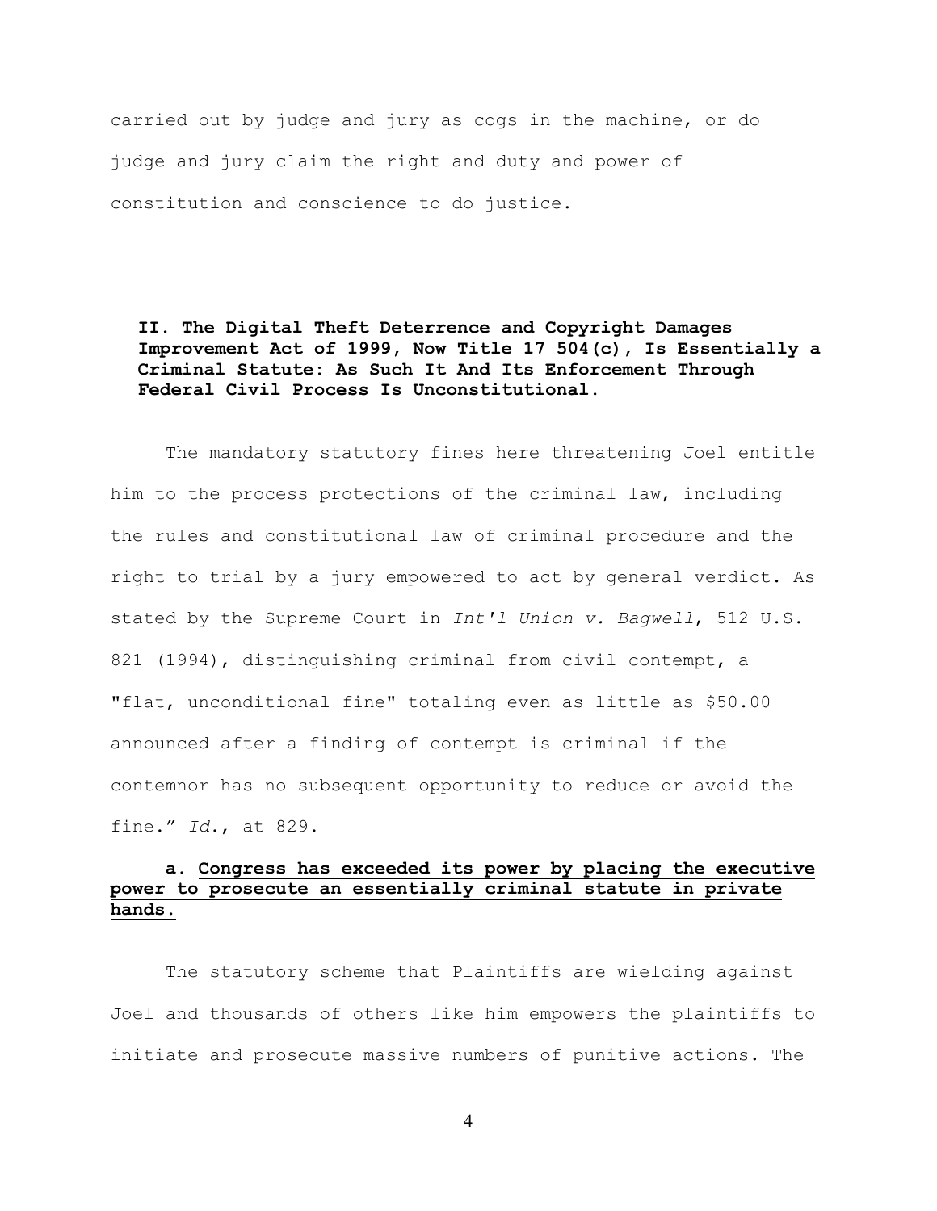carried out by judge and jury as cogs in the machine, or do judge and jury claim the right and duty and power of constitution and conscience to do justice.

## II. The Digital Theft Deterrence and Copyright Damages Improvement Act of 1999, Now Title 17 504(c), Is Essentially a Criminal Statute: As Such It And Its Enforcement Through Federal Civil Process Is Unconstitutional.

The mandatory statutory fines here threatening Joel entitle him to the process protections of the criminal law, including the rules and constitutional law of criminal procedure and the right to trial by a jury empowered to act by general verdict. As stated by the Supreme Court in *Int'l Union v. Bagwell*, 512 U.S. 821 (1994), distinguishing criminal from civil contempt, a "flat, unconditional fine" totaling even as little as $50.00 announced after a finding of contempt is criminal if the contemnor has no subsequent opportunity to reduce or avoid the fine." *Id.*, at 829.

### a. Congress has exceeded its power by placing the executive power to prosecute an essentially criminal statute in private hands.

The statutory scheme that Plaintiffs are wielding against Joel and thousands of others like him empowers the plaintiffs to initiate and prosecute massive numbers of punitive actions. The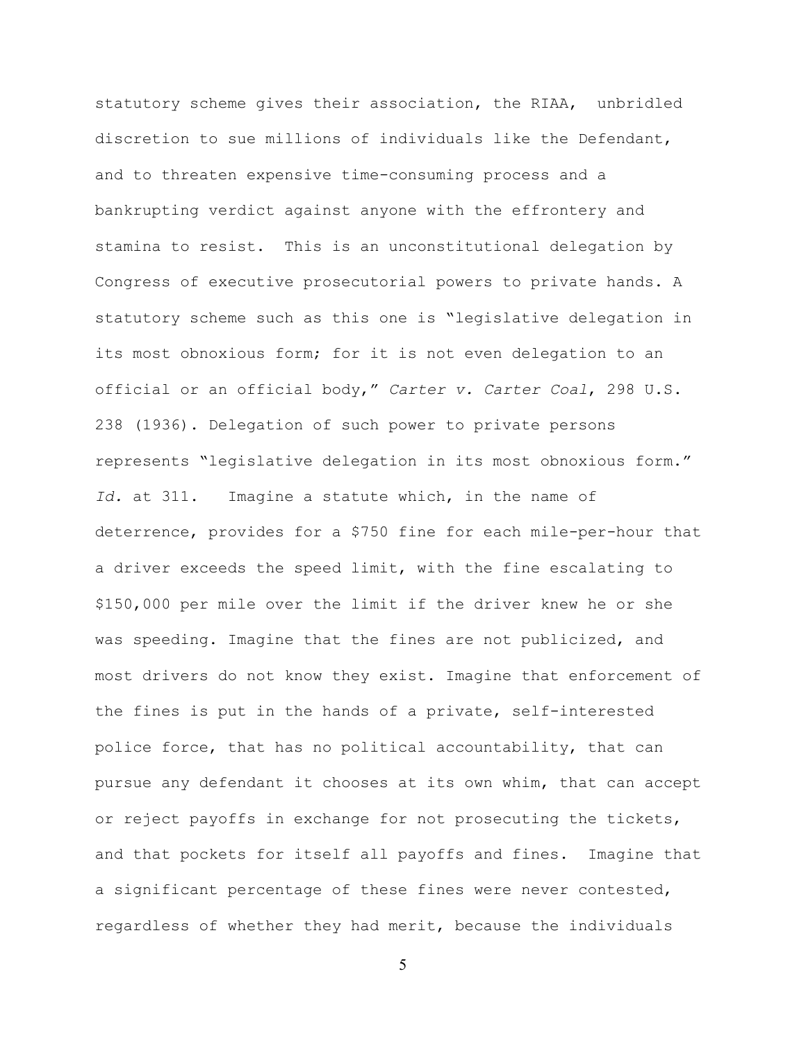statutory scheme gives their association, the RIAA, unbridled discretion to sue millions of individuals like the Defendant, and to threaten expensive time-consuming process and a bankrupting verdict against anyone with the effrontery and stamina to resist. This is an unconstitutional delegation by Congress of executive prosecutorial powers to private hands. A statutory scheme such as this one is "legislative delegation in its most obnoxious form; for it is not even delegation to an official or an official body," *Carter v. Carter Coal*, 298 U.S. 238 (1936). Delegation of such power to private persons represents "legislative delegation in its most obnoxious form." *Id.* at 311. Imagine a statute which, in the name of deterrence, provides for a $750 fine for each mile-per-hour that a driver exceeds the speed limit, with the fine escalating to $150,000 per mile over the limit if the driver knew he or she was speeding. Imagine that the fines are not publicized, and most drivers do not know they exist. Imagine that enforcement of the fines is put in the hands of a private, self-interested police force, that has no political accountability, that can pursue any defendant it chooses at its own whim, that can accept or reject payoffs in exchange for not prosecuting the tickets, and that pockets for itself all payoffs and fines. Imagine that a significant percentage of these fines were never contested, regardless of whether they had merit, because the individuals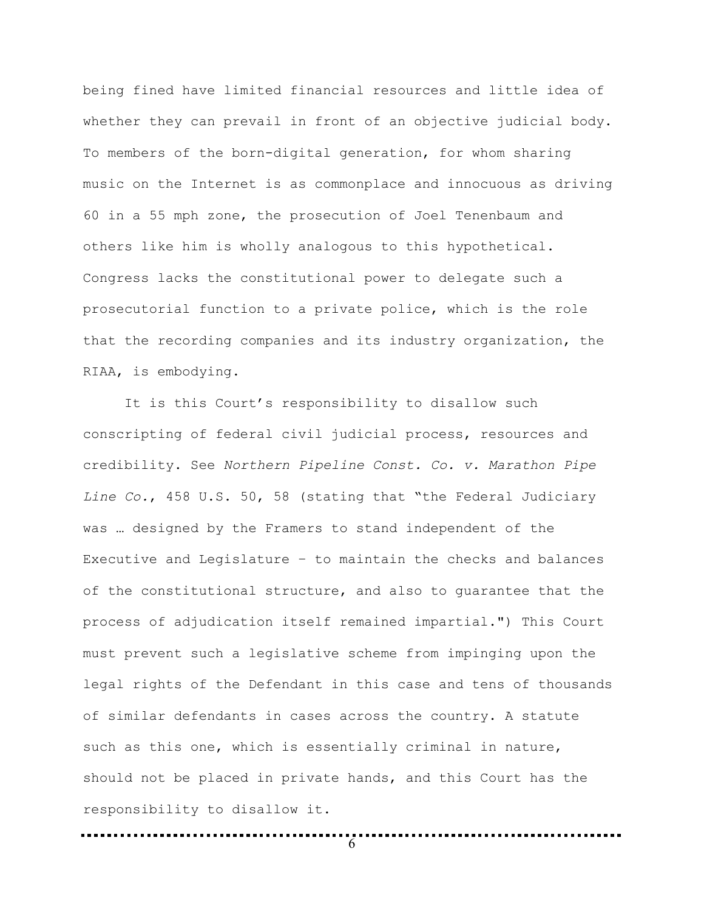being fined have limited financial resources and little idea of whether they can prevail in front of an objective judicial body. To members of the born-digital generation, for whom sharing music on the Internet is as commonplace and innocuous as driving 60 in a 55 mph zone, the prosecution of Joel Tenenbaum and others like him is wholly analogous to this hypothetical. Congress lacks the constitutional power to delegate such a prosecutorial function to a private police, which is the role that the recording companies and its industry organization, the RIAA, is embodying.

It is this Court's responsibility to disallow such conscripting of federal civil judicial process, resources and credibility. See *Northern Pipeline Const. Co. v. Marathon Pipe Line Co.*, 458 U.S. 50, 58 (stating that "the Federal Judiciary was … designed by the Framers to stand independent of the Executive and Legislature – to maintain the checks and balances of the constitutional structure, and also to guarantee that the process of adjudication itself remained impartial.") This Court must prevent such a legislative scheme from impinging upon the legal rights of the Defendant in this case and tens of thousands of similar defendants in cases across the country. A statute such as this one, which is essentially criminal in nature, should not be placed in private hands, and this Court has the responsibility to disallow it.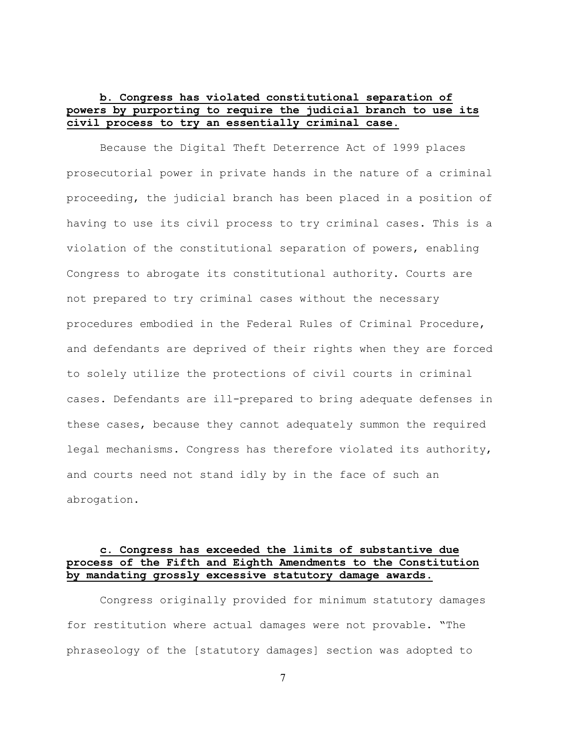**b. Congress has violated constitutional separation of powers by purporting to require the judicial branch to use its civil process to try an essentially criminal case.**

Because the Digital Theft Deterrence Act of 1999 places prosecutorial power in private hands in the nature of a criminal proceeding, the judicial branch has been placed in a position of having to use its civil process to try criminal cases. This is a violation of the constitutional separation of powers, enabling Congress to abrogate its constitutional authority. Courts are not prepared to try criminal cases without the necessary procedures embodied in the Federal Rules of Criminal Procedure, and defendants are deprived of their rights when they are forced to solely utilize the protections of civil courts in criminal cases. Defendants are ill-prepared to bring adequate defenses in these cases, because they cannot adequately summon the required legal mechanisms. Congress has therefore violated its authority, and courts need not stand idly by in the face of such an abrogation.

**c. Congress has exceeded the limits of substantive due process of the Fifth and Eighth Amendments to the Constitution by mandating grossly excessive statutory damage awards.**

Congress originally provided for minimum statutory damages for restitution where actual damages were not provable. "The phraseology of the [statutory damages] section was adopted to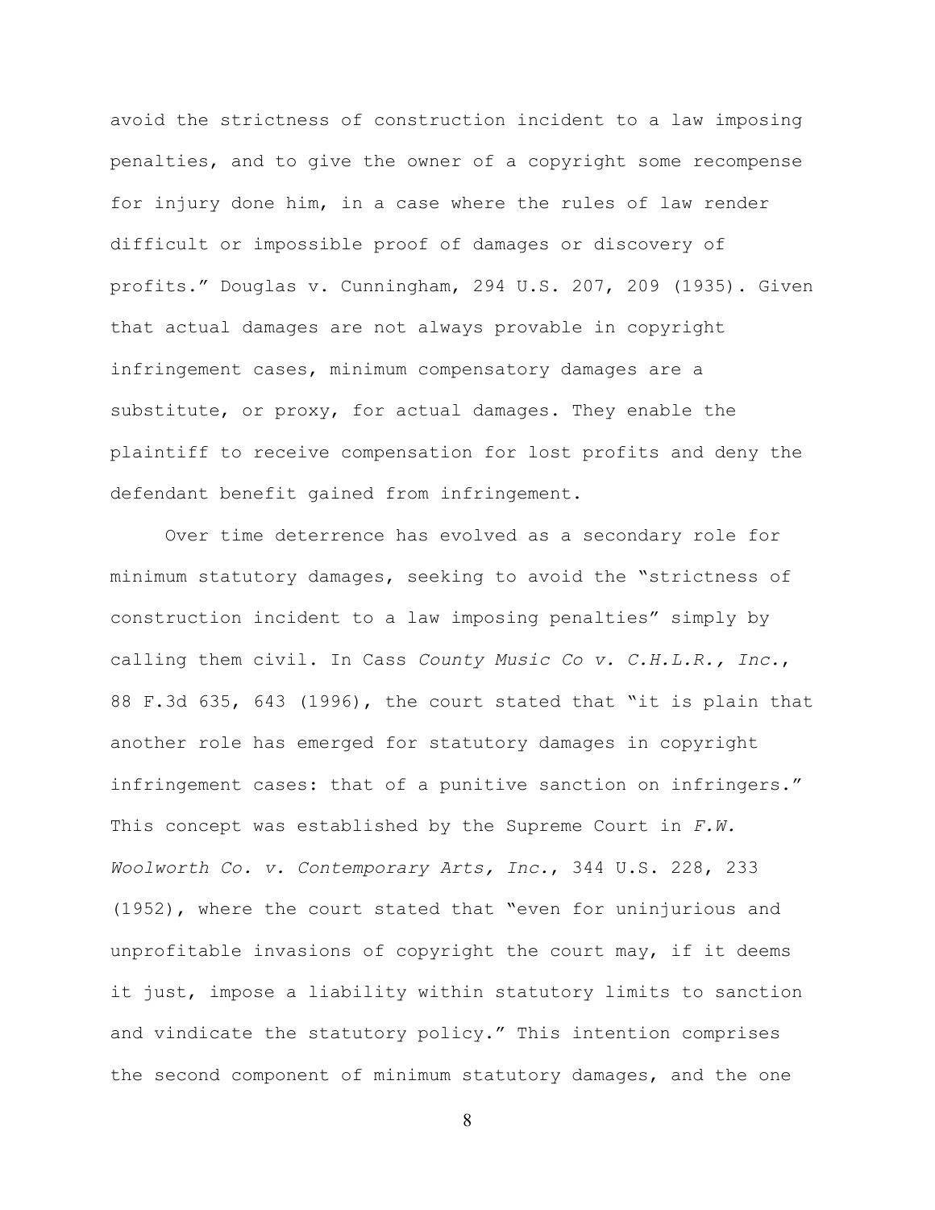avoid the strictness of construction incident to a law imposing penalties, and to give the owner of a copyright some recompense for injury done him, in a case where the rules of law render difficult or impossible proof of damages or discovery of profits." Douglas v. Cunningham, 294 U.S. 207, 209 (1935). Given that actual damages are not always provable in copyright infringement cases, minimum compensatory damages are a substitute, or proxy, for actual damages. They enable the plaintiff to receive compensation for lost profits and deny the defendant benefit gained from infringement.

Over time deterrence has evolved as a secondary role for minimum statutory damages, seeking to avoid the "strictness of construction incident to a law imposing penalties" simply by calling them civil. In Cass *County Music Co v. C.H.L.R., Inc.*, 88 F.3d 635, 643 (1996), the court stated that "it is plain that another role has emerged for statutory damages in copyright infringement cases: that of a punitive sanction on infringers." This concept was established by the Supreme Court in *F.W. Woolworth Co. v. Contemporary Arts, Inc.*, 344 U.S. 228, 233 (1952), where the court stated that "even for uninjurious and unprofitable invasions of copyright the court may, if it deems it just, impose a liability within statutory limits to sanction and vindicate the statutory policy." This intention comprises the second component of minimum statutory damages, and the one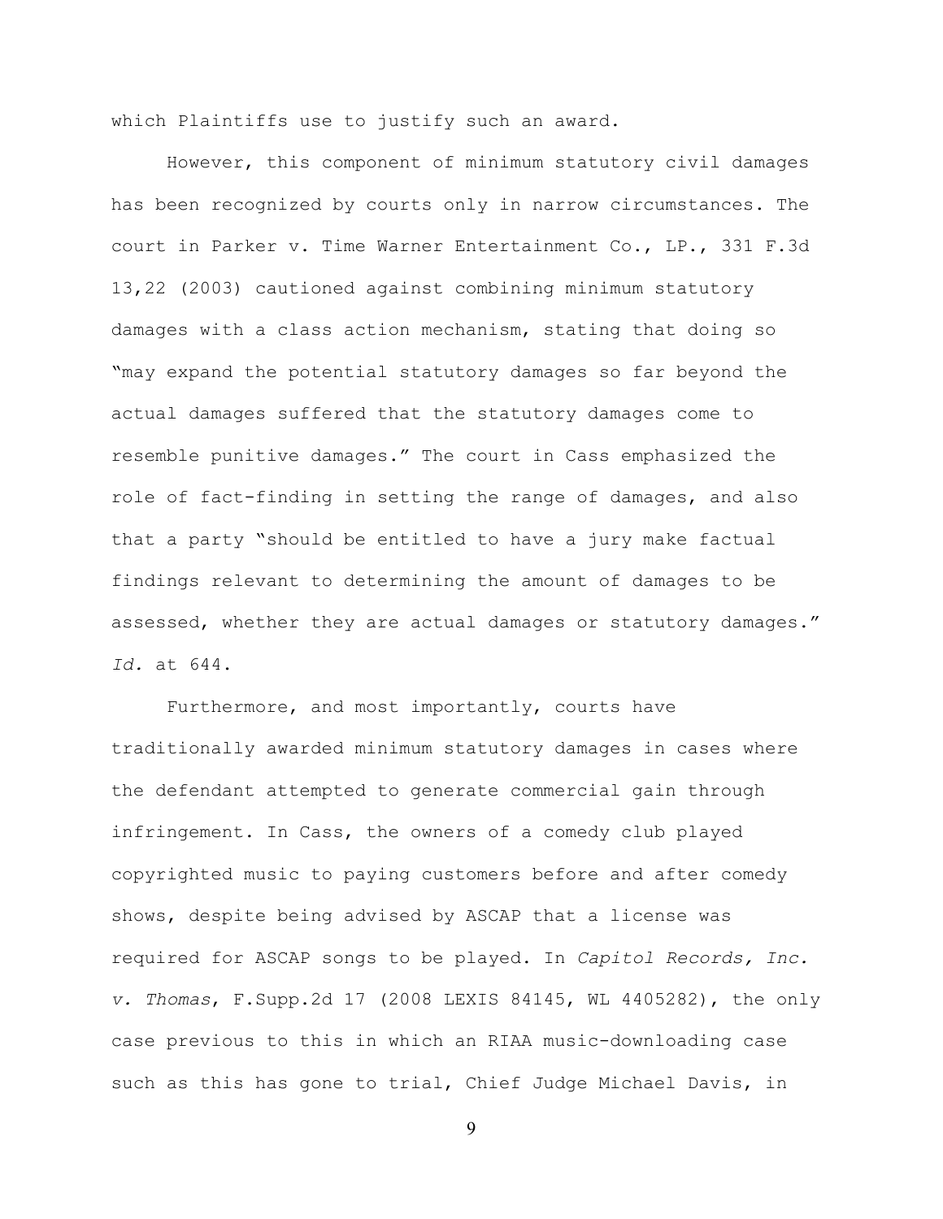which Plaintiffs use to justify such an award.

However, this component of minimum statutory civil damages has been recognized by courts only in narrow circumstances. The court in Parker v. Time Warner Entertainment Co., LP., 331 F.3d 13,22 (2003) cautioned against combining minimum statutory damages with a class action mechanism, stating that doing so "may expand the potential statutory damages so far beyond the actual damages suffered that the statutory damages come to resemble punitive damages." The court in Cass emphasized the role of fact-finding in setting the range of damages, and also that a party "should be entitled to have a jury make factual findings relevant to determining the amount of damages to be assessed, whether they are actual damages or statutory damages." *Id.* at 644.

Furthermore, and most importantly, courts have traditionally awarded minimum statutory damages in cases where the defendant attempted to generate commercial gain through infringement. In Cass, the owners of a comedy club played copyrighted music to paying customers before and after comedy shows, despite being advised by ASCAP that a license was required for ASCAP songs to be played. In *Capitol Records, Inc. v. Thomas*, F.Supp.2d 17 (2008 LEXIS 84145, WL 4405282), the only case previous to this in which an RIAA music-downloading case such as this has gone to trial, Chief Judge Michael Davis, in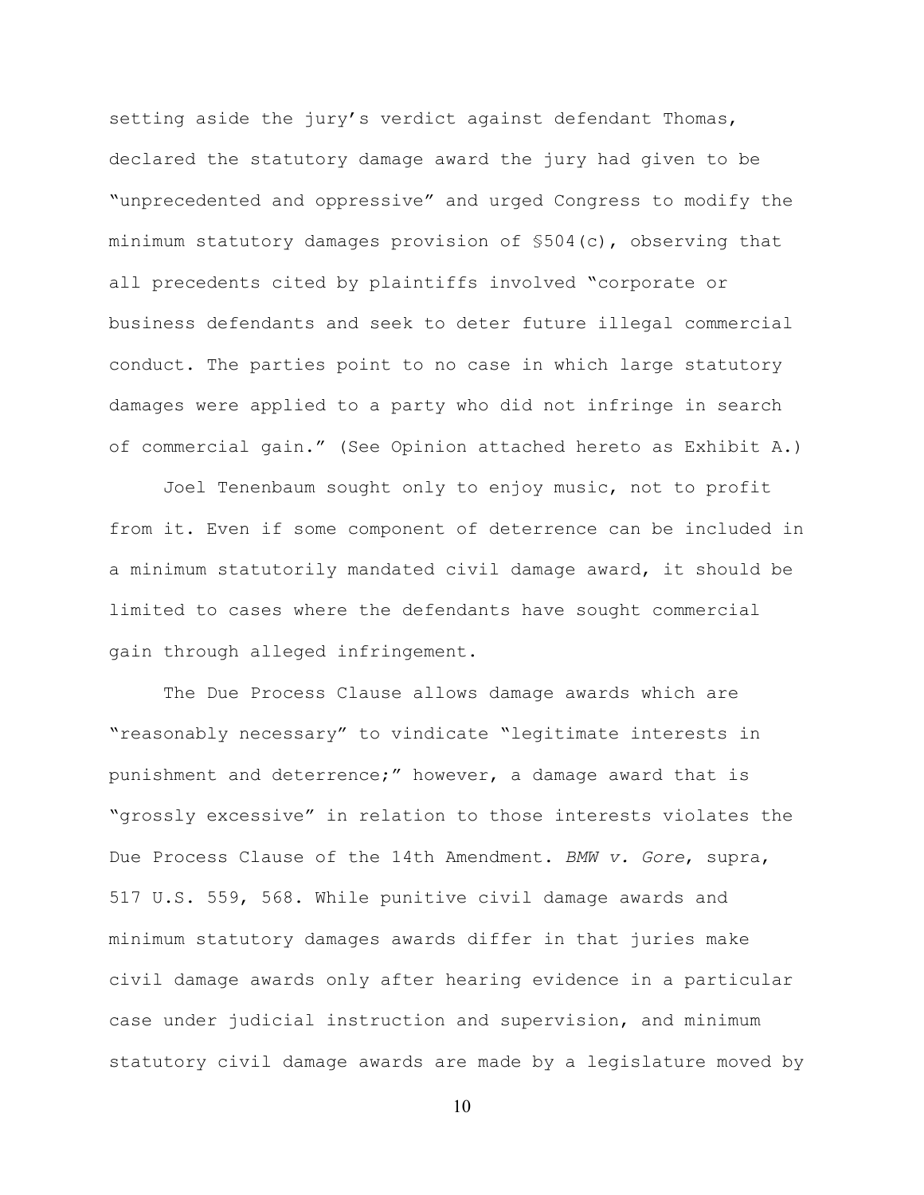setting aside the jury's verdict against defendant Thomas, declared the statutory damage award the jury had given to be "unprecedented and oppressive" and urged Congress to modify the minimum statutory damages provision of §504(c), observing that all precedents cited by plaintiffs involved "corporate or business defendants and seek to deter future illegal commercial conduct. The parties point to no case in which large statutory damages were applied to a party who did not infringe in search of commercial gain." (See Opinion attached hereto as Exhibit A.)

Joel Tenenbaum sought only to enjoy music, not to profit from it. Even if some component of deterrence can be included in a minimum statutorily mandated civil damage award, it should be limited to cases where the defendants have sought commercial gain through alleged infringement.

The Due Process Clause allows damage awards which are "reasonably necessary" to vindicate "legitimate interests in punishment and deterrence;" however, a damage award that is "grossly excessive" in relation to those interests violates the Due Process Clause of the 14th Amendment. *BMW v. Gore*, supra, 517 U.S. 559, 568. While punitive civil damage awards and minimum statutory damages awards differ in that juries make civil damage awards only after hearing evidence in a particular case under judicial instruction and supervision, and minimum statutory civil damage awards are made by a legislature moved by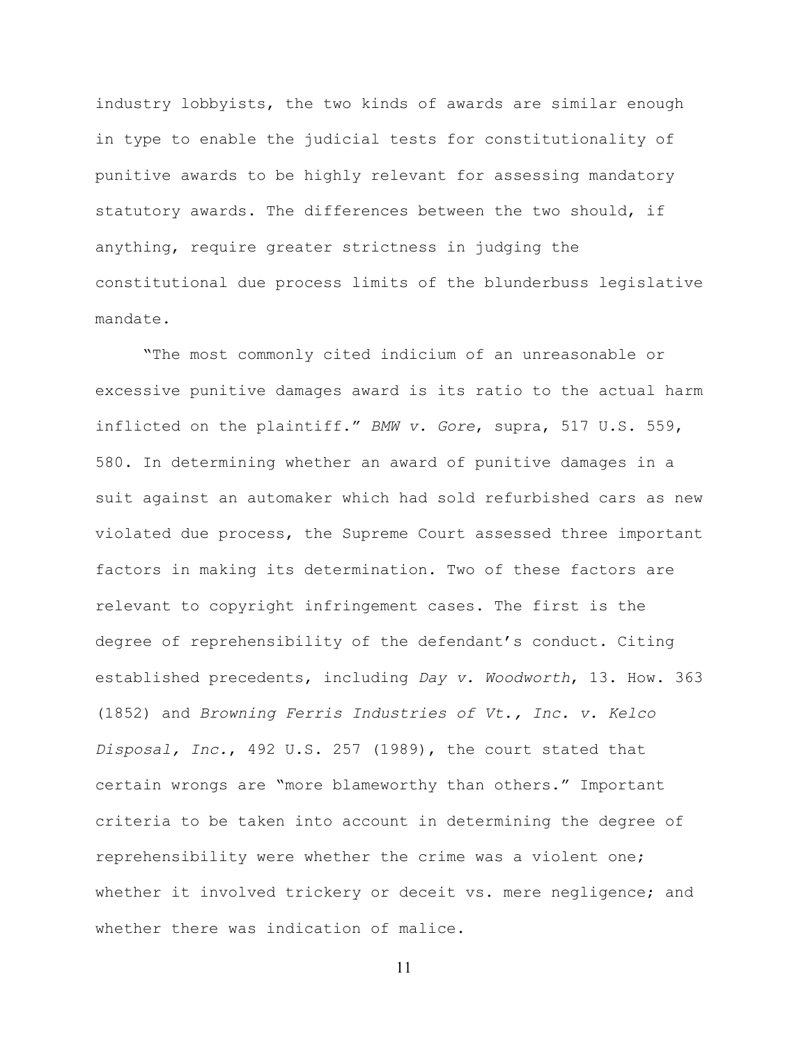industry lobbyists, the two kinds of awards are similar enough in type to enable the judicial tests for constitutionality of punitive awards to be highly relevant for assessing mandatory statutory awards. The differences between the two should, if anything, require greater strictness in judging the constitutional due process limits of the blunderbuss legislative mandate.

"The most commonly cited indicium of an unreasonable or excessive punitive damages award is its ratio to the actual harm inflicted on the plaintiff." *BMW v. Gore*, supra, 517 U.S. 559, 580. In determining whether an award of punitive damages in a suit against an automaker which had sold refurbished cars as new violated due process, the Supreme Court assessed three important factors in making its determination. Two of these factors are relevant to copyright infringement cases. The first is the degree of reprehensibility of the defendant's conduct. Citing established precedents, including *Day v. Woodworth*, 13. How. 363 (1852) and *Browning Ferris Industries of Vt., Inc. v. Kelco Disposal, Inc.*, 492 U.S. 257 (1989), the court stated that certain wrongs are "more blameworthy than others." Important criteria to be taken into account in determining the degree of reprehensibility were whether the crime was a violent one; whether it involved trickery or deceit vs. mere negligence; and whether there was indication of malice.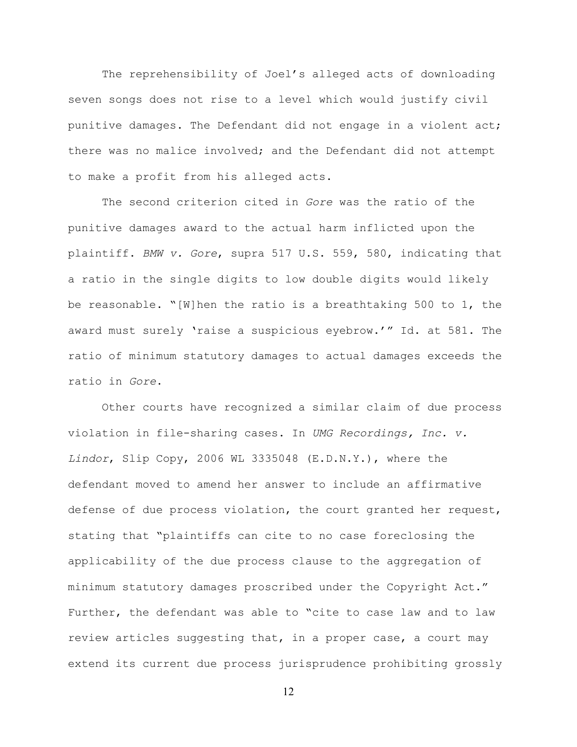The reprehensibility of Joel's alleged acts of downloading seven songs does not rise to a level which would justify civil punitive damages. The Defendant did not engage in a violent act; there was no malice involved; and the Defendant did not attempt to make a profit from his alleged acts.

The second criterion cited in *Gore* was the ratio of the punitive damages award to the actual harm inflicted upon the plaintiff. *BMW v. Gore*, supra 517 U.S. 559, 580, indicating that a ratio in the single digits to low double digits would likely be reasonable. "[W]hen the ratio is a breathtaking 500 to 1, the award must surely 'raise a suspicious eyebrow.'" Id. at 581. The ratio of minimum statutory damages to actual damages exceeds the ratio in *Gore*.

Other courts have recognized a similar claim of due process violation in file-sharing cases. In *UMG Recordings, Inc. v. Lindor*, Slip Copy, 2006 WL 3335048 (E.D.N.Y.), where the defendant moved to amend her answer to include an affirmative defense of due process violation, the court granted her request, stating that "plaintiffs can cite to no case foreclosing the applicability of the due process clause to the aggregation of minimum statutory damages proscribed under the Copyright Act." Further, the defendant was able to "cite to case law and to law review articles suggesting that, in a proper case, a court may extend its current due process jurisprudence prohibiting grossly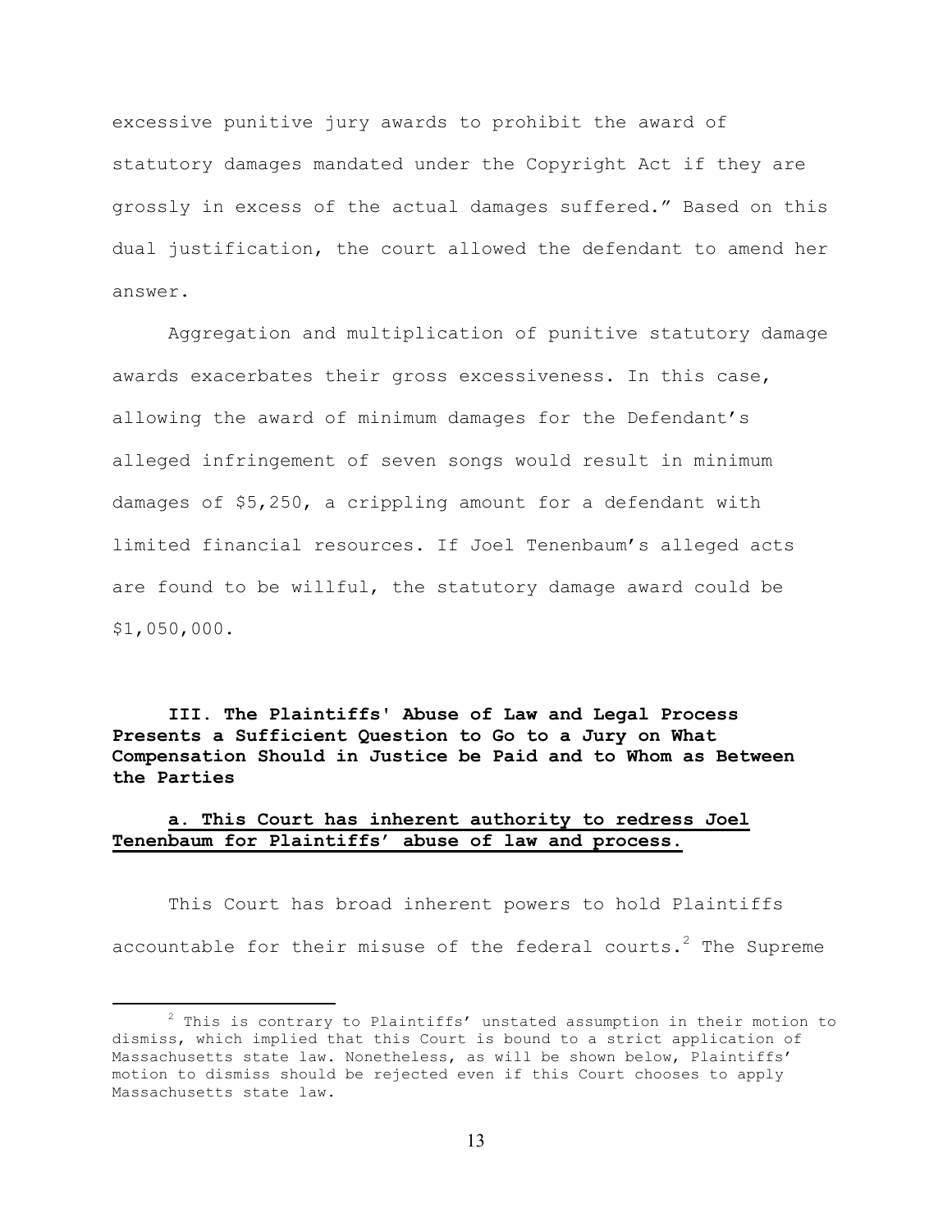excessive punitive jury awards to prohibit the award of statutory damages mandated under the Copyright Act if they are grossly in excess of the actual damages suffered." Based on this dual justification, the court allowed the defendant to amend her answer.

Aggregation and multiplication of punitive statutory damage awards exacerbates their gross excessiveness. In this case, allowing the award of minimum damages for the Defendant's alleged infringement of seven songs would result in minimum damages of $5,250, a crippling amount for a defendant with limited financial resources. If Joel Tenenbaum's alleged acts are found to be willful, the statutory damage award could be $1,050,000.

**III. The Plaintiffs' Abuse of Law and Legal Process Presents a Sufficient Question to Go to a Jury on What Compensation Should in Justice be Paid and to Whom as Between the Parties**

**a. This Court has inherent authority to redress Joel Tenenbaum for Plaintiffs' abuse of law and process.**

This Court has broad inherent powers to hold Plaintiffs accountable for their misuse of the federal courts.[2] The Supreme

[2] This is contrary to Plaintiffs' unstated assumption in their motion to dismiss, which implied that this Court is bound to a strict application of Massachusetts state law. Nonetheless, as will be shown below, Plaintiffs' motion to dismiss should be rejected even if this Court chooses to apply Massachusetts state law.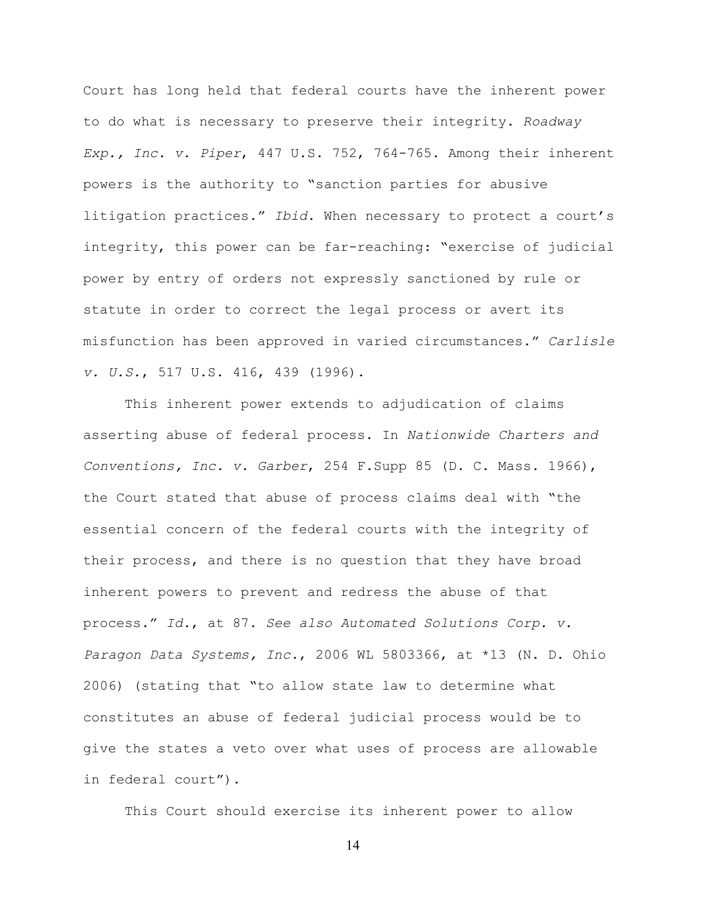Court has long held that federal courts have the inherent power to do what is necessary to preserve their integrity. *Roadway Exp., Inc. v. Piper*, 447 U.S. 752, 764-765. Among their inherent powers is the authority to "sanction parties for abusive litigation practices." *Ibid*. When necessary to protect a court's integrity, this power can be far-reaching: "exercise of judicial power by entry of orders not expressly sanctioned by rule or statute in order to correct the legal process or avert its misfunction has been approved in varied circumstances." *Carlisle v. U.S.*, 517 U.S. 416, 439 (1996).

This inherent power extends to adjudication of claims asserting abuse of federal process. In *Nationwide Charters and Conventions, Inc. v. Garber*, 254 F.Supp 85 (D. C. Mass. 1966), the Court stated that abuse of process claims deal with "the essential concern of the federal courts with the integrity of their process, and there is no question that they have broad inherent powers to prevent and redress the abuse of that process." *Id.*, at 87. *See also Automated Solutions Corp. v. Paragon Data Systems, Inc.*, 2006 WL 5803366, at \*13 (N. D. Ohio 2006) (stating that "to allow state law to determine what constitutes an abuse of federal judicial process would be to give the states a veto over what uses of process are allowable in federal court").

This Court should exercise its inherent power to allow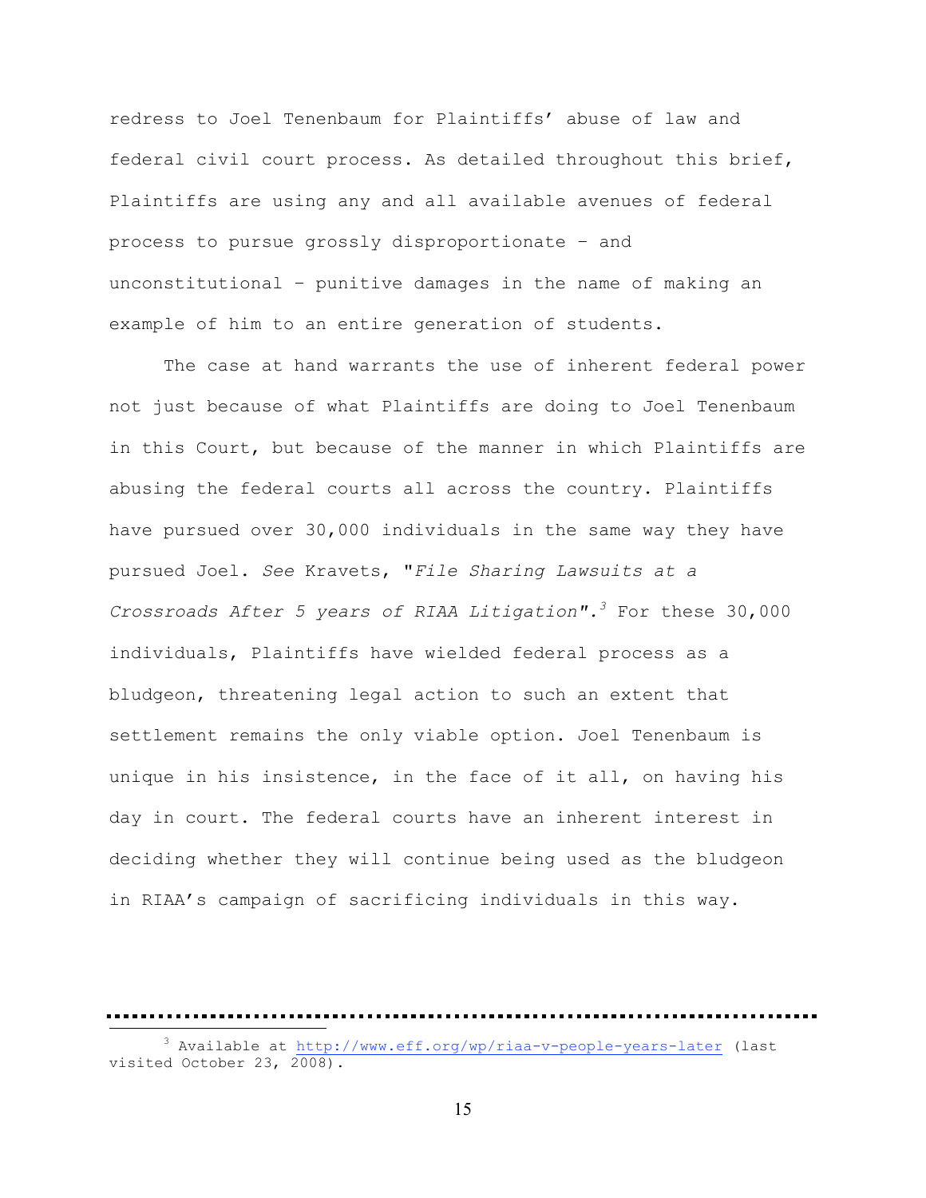redress to Joel Tenenbaum for Plaintiffs' abuse of law and federal civil court process. As detailed throughout this brief, Plaintiffs are using any and all available avenues of federal process to pursue grossly disproportionate – and unconstitutional – punitive damages in the name of making an example of him to an entire generation of students.

The case at hand warrants the use of inherent federal power not just because of what Plaintiffs are doing to Joel Tenenbaum in this Court, but because of the manner in which Plaintiffs are abusing the federal courts all across the country. Plaintiffs have pursued over 30,000 individuals in the same way they have pursued Joel. *See* Kravets, "*File Sharing Lawsuits at a Crossroads After 5 years of RIAA Litigation*".[3] For these 30,000 individuals, Plaintiffs have wielded federal process as a bludgeon, threatening legal action to such an extent that settlement remains the only viable option. Joel Tenenbaum is unique in his insistence, in the face of it all, on having his day in court. The federal courts have an inherent interest in deciding whether they will continue being used as the bludgeon in RIAA's campaign of sacrificing individuals in this way.

---

[3] Available at http://www.eff.org/wp/riaa-v-people-years-later (last visited October 23, 2008).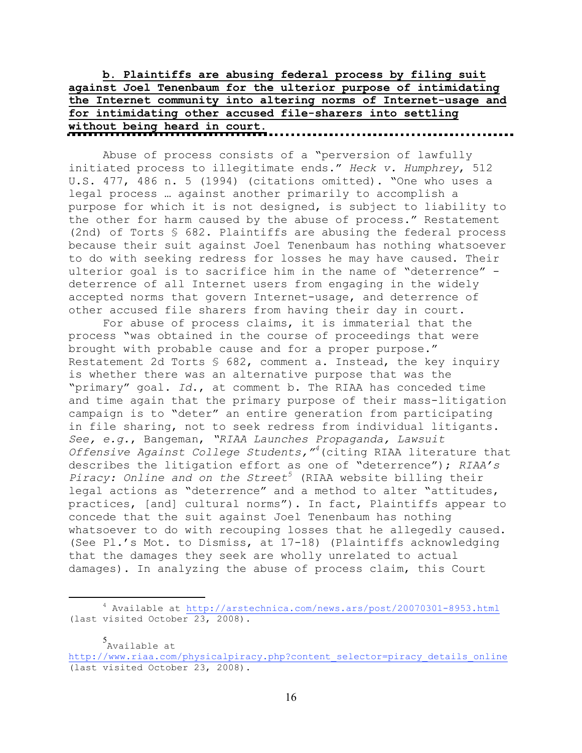**b. Plaintiffs are abusing federal process by filing suit against Joel Tenenbaum for the ulterior purpose of intimidating the Internet community into altering norms of Internet-usage and for intimidating other accused file-sharers into settling without being heard in court.**

Abuse of process consists of a "perversion of lawfully initiated process to illegitimate ends." *Heck v. Humphrey*, 512 U.S. 477, 486 n. 5 (1994) (citations omitted). "One who uses a legal process … against another primarily to accomplish a purpose for which it is not designed, is subject to liability to the other for harm caused by the abuse of process." Restatement (2nd) of Torts § 682. Plaintiffs are abusing the federal process because their suit against Joel Tenenbaum has nothing whatsoever to do with seeking redress for losses he may have caused. Their ulterior goal is to sacrifice him in the name of "deterrence" - deterrence of all Internet users from engaging in the widely accepted norms that govern Internet-usage, and deterrence of other accused file sharers from having their day in court.

For abuse of process claims, it is immaterial that the process "was obtained in the course of proceedings that were brought with probable cause and for a proper purpose." Restatement 2d Torts § 682, comment a. Instead, the key inquiry is whether there was an alternative purpose that was the "primary" goal. *Id.*, at comment b. The RIAA has conceded time and time again that the primary purpose of their mass-litigation campaign is to "deter" an entire generation from participating in file sharing, not to seek redress from individual litigants. *See, e.g.*, Bangeman, *"RIAA Launches Propaganda, Lawsuit Offensive Against College Students,"*[4] (citing RIAA literature that describes the litigation effort as one of "deterrence"); *RIAA's Piracy: Online and on the Street*[5] (RIAA website billing their legal actions as "deterrence" and a method to alter "attitudes, practices, [and] cultural norms"). In fact, Plaintiffs appear to concede that the suit against Joel Tenenbaum has nothing whatsoever to do with recouping losses that he allegedly caused. (See Pl.'s Mot. to Dismiss, at 17-18) (Plaintiffs acknowledging that the damages they seek are wholly unrelated to actual damages). In analyzing the abuse of process claim, this Court

---

[4] Available at http://arstechnica.com/news.ars/post/20070301-8953.html (last visited October 23, 2008).

[5] Available at http://www.riaa.com/physicalpiracy.php?content_selector=piracy_details_online (last visited October 23, 2008).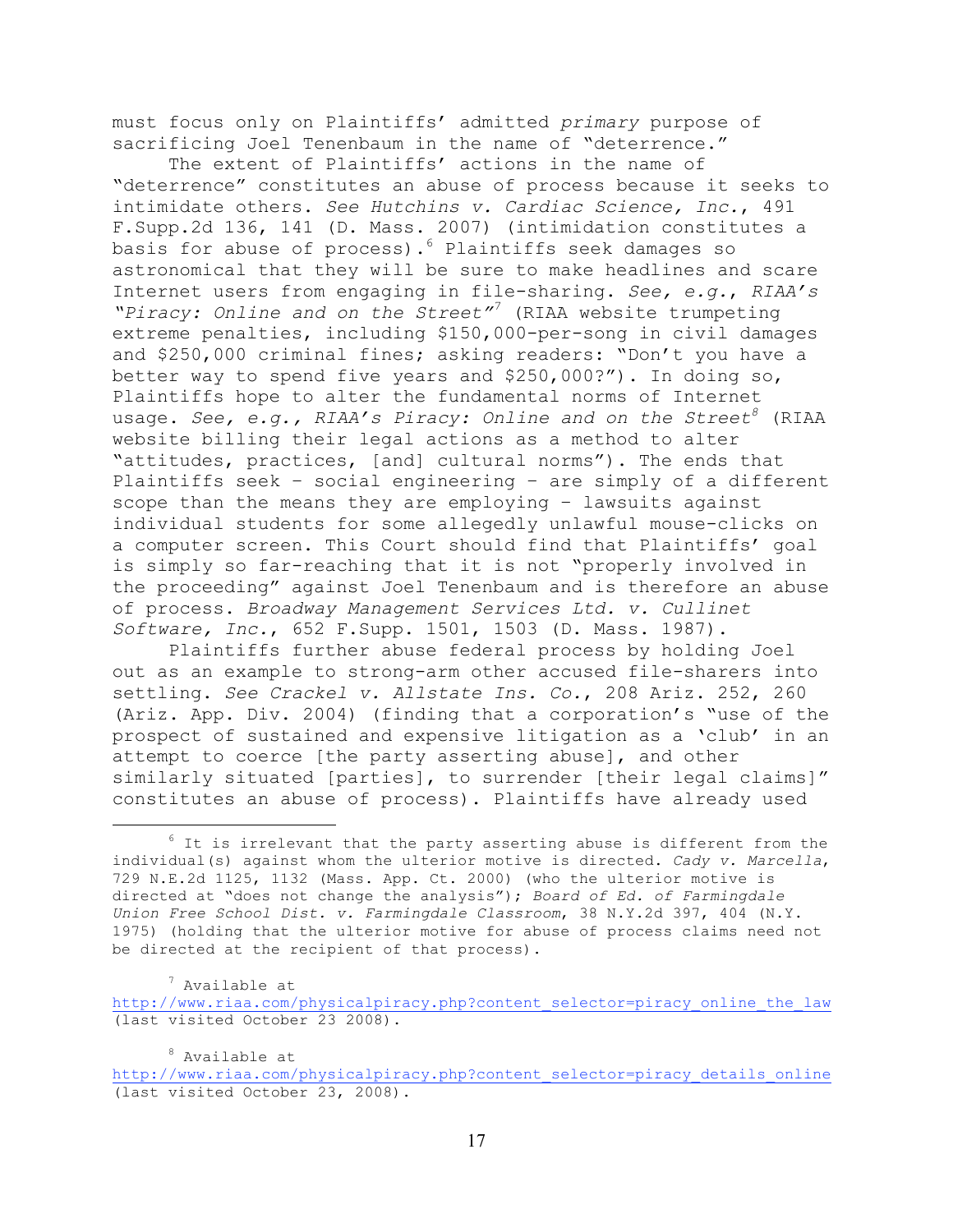must focus only on Plaintiffs' admitted *primary* purpose of sacrificing Joel Tenenbaum in the name of "deterrence."

The extent of Plaintiffs' actions in the name of "deterrence" constitutes an abuse of process because it seeks to intimidate others. *See Hutchins v. Cardiac Science, Inc.*, 491 F.Supp.2d 136, 141 (D. Mass. 2007) (intimidation constitutes a basis for abuse of process).[6] Plaintiffs seek damages so astronomical that they will be sure to make headlines and scare Internet users from engaging in file-sharing. *See, e.g., RIAA's "Piracy: Online and on the Street"*[7] (RIAA website trumpeting extreme penalties, including $150,000-per-song in civil damages and $250,000 criminal fines; asking readers: "Don't you have a better way to spend five years and $250,000?"). In doing so, Plaintiffs hope to alter the fundamental norms of Internet usage. *See, e.g., RIAA's Piracy: Online and on the Street*[8] (RIAA website billing their legal actions as a method to alter "attitudes, practices, [and] cultural norms"). The ends that Plaintiffs seek – social engineering – are simply of a different scope than the means they are employing – lawsuits against individual students for some allegedly unlawful mouse-clicks on a computer screen. This Court should find that Plaintiffs' goal is simply so far-reaching that it is not "properly involved in the proceeding" against Joel Tenenbaum and is therefore an abuse of process. *Broadway Management Services Ltd. v. Cullinet Software, Inc.*, 652 F.Supp. 1501, 1503 (D. Mass. 1987).

Plaintiffs further abuse federal process by holding Joel out as an example to strong-arm other accused file-sharers into settling. *See Crackel v. Allstate Ins. Co.*, 208 Ariz. 252, 260 (Ariz. App. Div. 2004) (finding that a corporation's "use of the prospect of sustained and expensive litigation as a 'club' in an attempt to coerce [the party asserting abuse], and other similarly situated [parties], to surrender [their legal claims]" constitutes an abuse of process). Plaintiffs have already used

---

[6] It is irrelevant that the party asserting abuse is different from the individual(s) against whom the ulterior motive is directed. *Cady v. Marcella*, 729 N.E.2d 1125, 1132 (Mass. App. Ct. 2000) (who the ulterior motive is directed at "does not change the analysis"); *Board of Ed. of Farmingdale Union Free School Dist. v. Farmingdale Classroom*, 38 N.Y.2d 397, 404 (N.Y. 1975) (holding that the ulterior motive for abuse of process claims need not be directed at the recipient of that process).

[7] Available at http://www.riaa.com/physicalpiracy.php?content_selector=piracy_online_the_law (last visited October 23 2008).

[8] Available at http://www.riaa.com/physicalpiracy.php?content_selector=piracy_details_online (last visited October 23, 2008).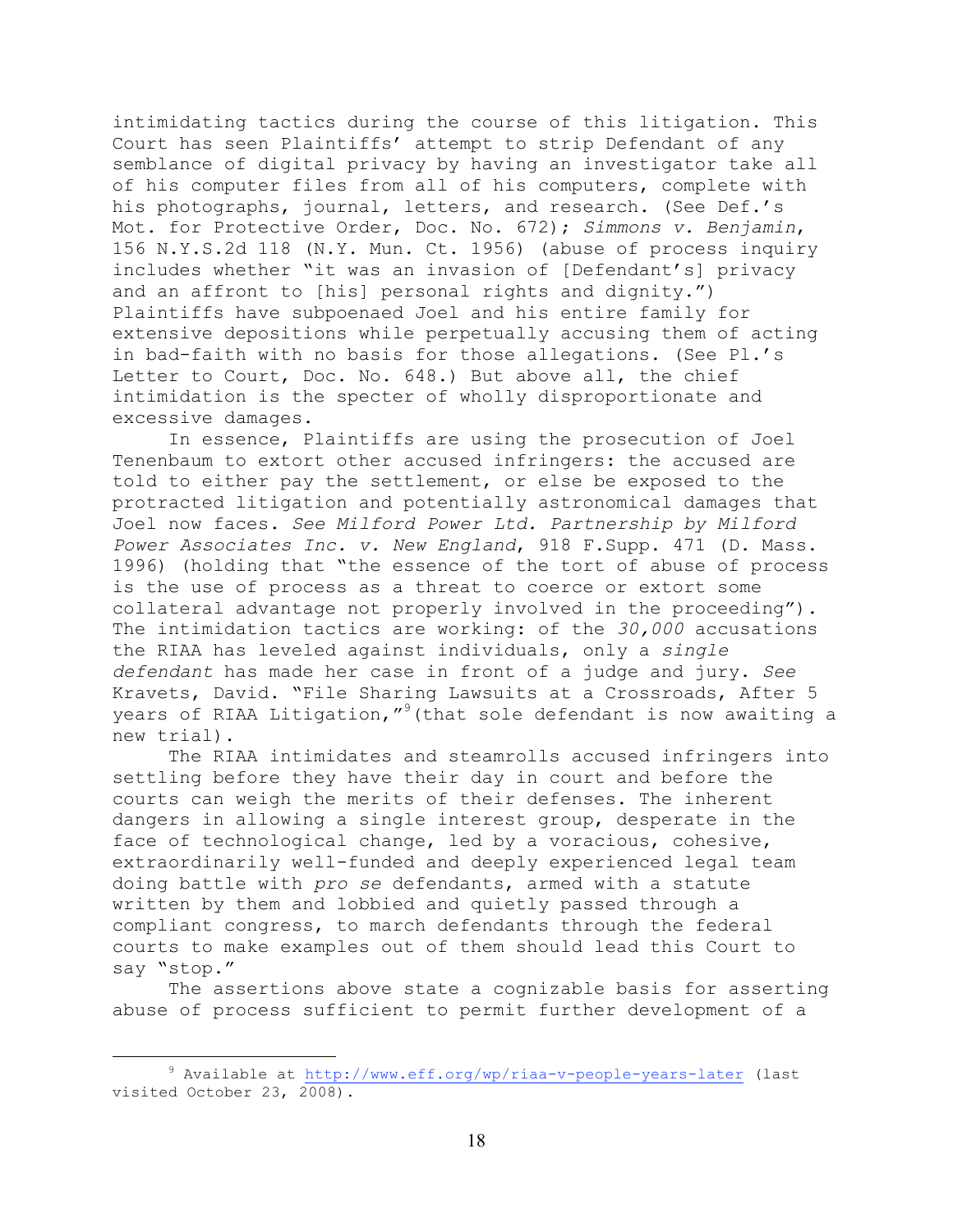intimidating tactics during the course of this litigation. This Court has seen Plaintiffs' attempt to strip Defendant of any semblance of digital privacy by having an investigator take all of his computer files from all of his computers, complete with his photographs, journal, letters, and research. (See Def.'s Mot. for Protective Order, Doc. No. 672); *Simmons v. Benjamin*, 156 N.Y.S.2d 118 (N.Y. Mun. Ct. 1956) (abuse of process inquiry includes whether "it was an invasion of [Defendant's] privacy and an affront to [his] personal rights and dignity.") Plaintiffs have subpoenaed Joel and his entire family for extensive depositions while perpetually accusing them of acting in bad-faith with no basis for those allegations. (See Pl.'s Letter to Court, Doc. No. 648.) But above all, the chief intimidation is the specter of wholly disproportionate and excessive damages.

In essence, Plaintiffs are using the prosecution of Joel Tenenbaum to extort other accused infringers: the accused are told to either pay the settlement, or else be exposed to the protracted litigation and potentially astronomical damages that Joel now faces. *See Milford Power Ltd. Partnership by Milford Power Associates Inc. v. New England*, 918 F.Supp. 471 (D. Mass. 1996) (holding that "the essence of the tort of abuse of process is the use of process as a threat to coerce or extort some collateral advantage not properly involved in the proceeding"). The intimidation tactics are working: of the *30,000* accusations the RIAA has leveled against individuals, only a *single defendant* has made her case in front of a judge and jury. *See* Kravets, David. "File Sharing Lawsuits at a Crossroads, After 5 years of RIAA Litigation,"[9] (that sole defendant is now awaiting a new trial).

The RIAA intimidates and steamrolls accused infringers into settling before they have their day in court and before the courts can weigh the merits of their defenses. The inherent dangers in allowing a single interest group, desperate in the face of technological change, led by a voracious, cohesive, extraordinarily well-funded and deeply experienced legal team doing battle with *pro se* defendants, armed with a statute written by them and lobbied and quietly passed through a compliant congress, to march defendants through the federal courts to make examples out of them should lead this Court to say "stop."

The assertions above state a cognizable basis for asserting abuse of process sufficient to permit further development of a

---

[9] Available at http://www.eff.org/wp/riaa-v-people-years-later (last visited October 23, 2008).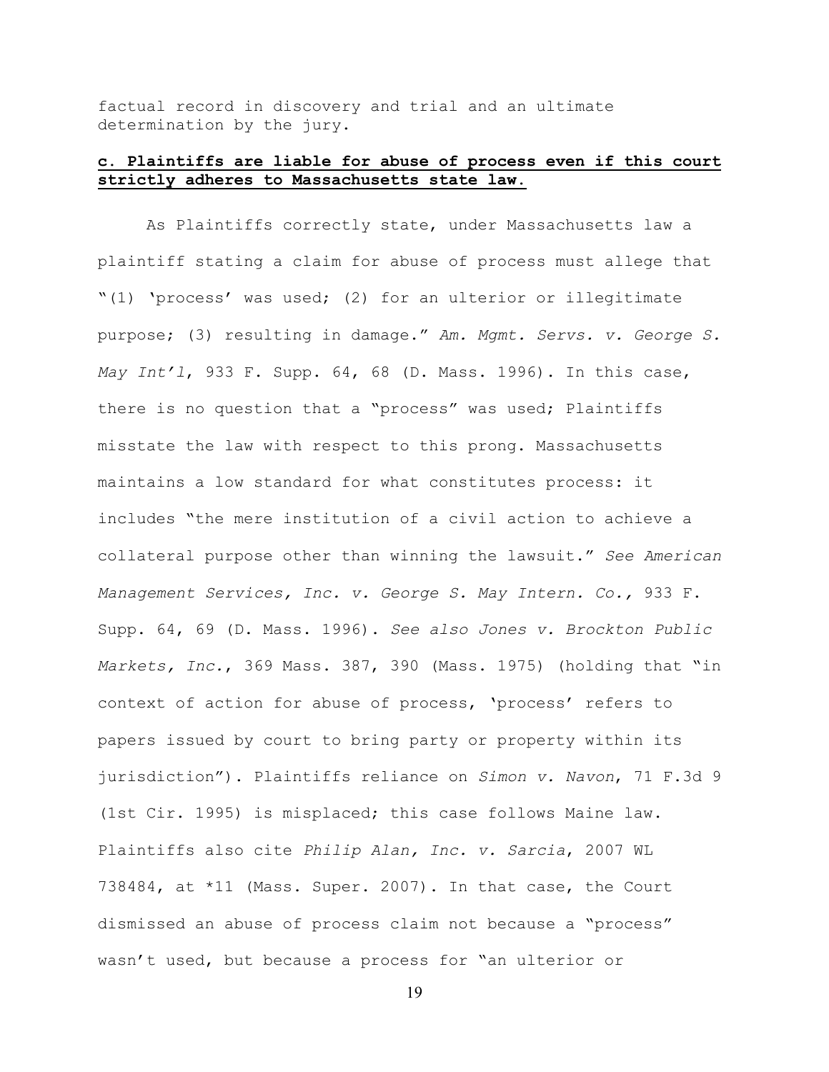factual record in discovery and trial and an ultimate determination by the jury.

**c. Plaintiffs are liable for abuse of process even if this court strictly adheres to Massachusetts state law.**

As Plaintiffs correctly state, under Massachusetts law a plaintiff stating a claim for abuse of process must allege that "(1) 'process' was used; (2) for an ulterior or illegitimate purpose; (3) resulting in damage." *Am. Mgmt. Servs. v. George S. May Int'l*, 933 F. Supp. 64, 68 (D. Mass. 1996). In this case, there is no question that a "process" was used; Plaintiffs misstate the law with respect to this prong. Massachusetts maintains a low standard for what constitutes process: it includes "the mere institution of a civil action to achieve a collateral purpose other than winning the lawsuit." *See American Management Services, Inc. v. George S. May Intern. Co.*, 933 F. Supp. 64, 69 (D. Mass. 1996). *See also Jones v. Brockton Public Markets, Inc.*, 369 Mass. 387, 390 (Mass. 1975) (holding that "in context of action for abuse of process, 'process' refers to papers issued by court to bring party or property within its jurisdiction"). Plaintiffs reliance on *Simon v. Navon*, 71 F.3d 9 (1st Cir. 1995) is misplaced; this case follows Maine law. Plaintiffs also cite *Philip Alan, Inc. v. Sarcia*, 2007 WL 738484, at *11 (Mass. Super. 2007). In that case, the Court dismissed an abuse of process claim not because a "process" wasn't used, but because a process for "an ulterior or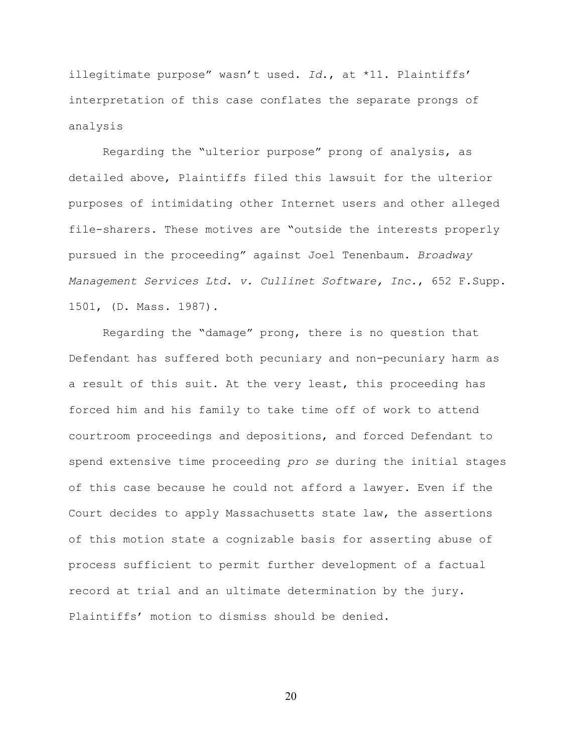illegitimate purpose" wasn't used. *Id.*, at *11. Plaintiffs' interpretation of this case conflates the separate prongs of analysis

Regarding the "ulterior purpose" prong of analysis, as detailed above, Plaintiffs filed this lawsuit for the ulterior purposes of intimidating other Internet users and other alleged file-sharers. These motives are "outside the interests properly pursued in the proceeding" against Joel Tenenbaum. *Broadway Management Services Ltd. v. Cullinet Software, Inc.*, 652 F.Supp. 1501, (D. Mass. 1987).

Regarding the "damage" prong, there is no question that Defendant has suffered both pecuniary and non-pecuniary harm as a result of this suit. At the very least, this proceeding has forced him and his family to take time off of work to attend courtroom proceedings and depositions, and forced Defendant to spend extensive time proceeding *pro se* during the initial stages of this case because he could not afford a lawyer. Even if the Court decides to apply Massachusetts state law, the assertions of this motion state a cognizable basis for asserting abuse of process sufficient to permit further development of a factual record at trial and an ultimate determination by the jury. Plaintiffs' motion to dismiss should be denied.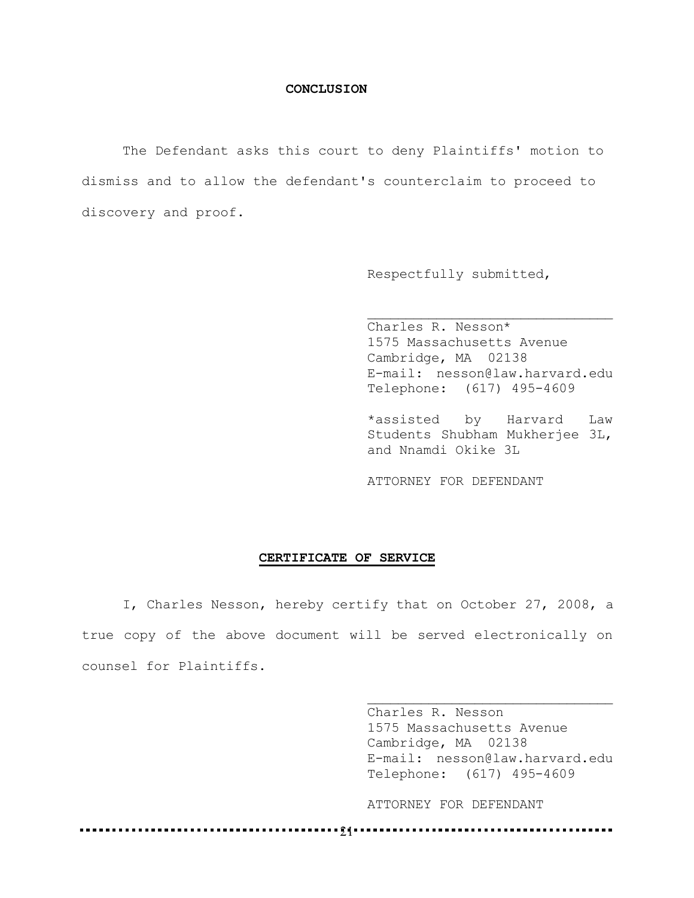**CONCLUSION**

The Defendant asks this court to deny Plaintiffs' motion to dismiss and to allow the defendant's counterclaim to proceed to discovery and proof.

Respectfully submitted,

______________________________
Charles R. Nesson*
1575 Massachusetts Avenue
Cambridge, MA 02138
E-mail: nesson@law.harvard.edu
Telephone: (617) 495-4609

*assisted by Harvard Law Students Shubham Mukherjee 3L, and Nnamdi Okike 3L

ATTORNEY FOR DEFENDANT

**CERTIFICATE OF SERVICE**

I, Charles Nesson, hereby certify that on October 27, 2008, a true copy of the above document will be served electronically on counsel for Plaintiffs.

______________________________
Charles R. Nesson
1575 Massachusetts Avenue
Cambridge, MA 02138
E-mail: nesson@law.harvard.edu
Telephone: (617) 495-4609

ATTORNEY FOR DEFENDANT